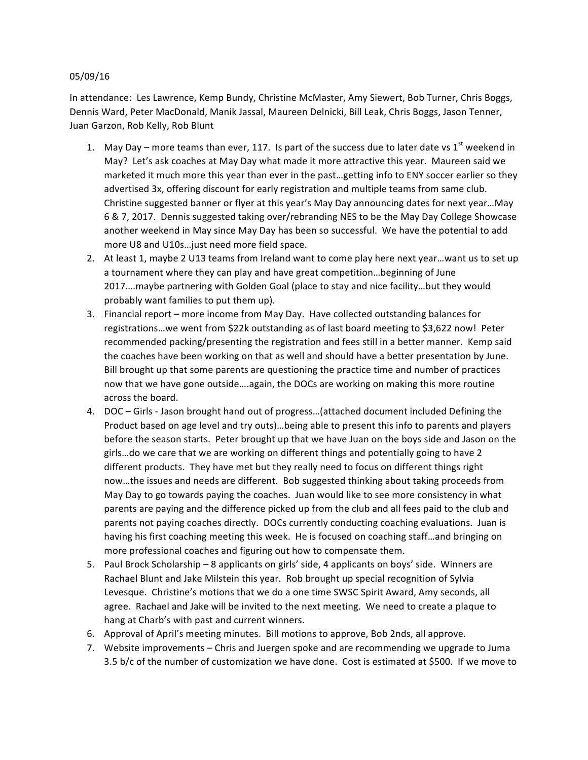05/09/16

In attendance: Les Lawrence, Kemp Bundy, Christine McMaster, Amy Siewert, Bob Turner, Chris Boggs, Dennis Ward, Peter MacDonald, Manik Jassal, Maureen Delnicki, Bill Leak, Chris Boggs, Jason Tenner, Juan Garzon, Rob Kelly, Rob Blunt

1. May Day – more teams than ever, 117. Is part of the success due to later date vs 1st weekend in May? Let's ask coaches at May Day what made it more attractive this year. Maureen said we marketed it much more this year than ever in the past…getting info to ENY soccer earlier so they advertised 3x, offering discount for early registration and multiple teams from same club. Christine suggested banner or flyer at this year's May Day announcing dates for next year…May 6 & 7, 2017. Dennis suggested taking over/rebranding NES to be the May Day College Showcase another weekend in May since May Day has been so successful. We have the potential to add more U8 and U10s…just need more field space.
2. At least 1, maybe 2 U13 teams from Ireland want to come play here next year…want us to set up a tournament where they can play and have great competition…beginning of June 2017….maybe partnering with Golden Goal (place to stay and nice facility…but they would probably want families to put them up).
3. Financial report – more income from May Day. Have collected outstanding balances for registrations…we went from $22k outstanding as of last board meeting to $3,622 now! Peter recommended packing/presenting the registration and fees still in a better manner. Kemp said the coaches have been working on that as well and should have a better presentation by June. Bill brought up that some parents are questioning the practice time and number of practices now that we have gone outside….again, the DOCs are working on making this more routine across the board.
4. DOC – Girls - Jason brought hand out of progress…(attached document included Defining the Product based on age level and try outs)…being able to present this info to parents and players before the season starts. Peter brought up that we have Juan on the boys side and Jason on the girls…do we care that we are working on different things and potentially going to have 2 different products. They have met but they really need to focus on different things right now…the issues and needs are different. Bob suggested thinking about taking proceeds from May Day to go towards paying the coaches. Juan would like to see more consistency in what parents are paying and the difference picked up from the club and all fees paid to the club and parents not paying coaches directly. DOCs currently conducting coaching evaluations. Juan is having his first coaching meeting this week. He is focused on coaching staff…and bringing on more professional coaches and figuring out how to compensate them.
5. Paul Brock Scholarship – 8 applicants on girls' side, 4 applicants on boys' side. Winners are Rachael Blunt and Jake Milstein this year. Rob brought up special recognition of Sylvia Levesque. Christine's motions that we do a one time SWSC Spirit Award, Amy seconds, all agree. Rachael and Jake will be invited to the next meeting. We need to create a plaque to hang at Charb's with past and current winners.
6. Approval of April's meeting minutes. Bill motions to approve, Bob 2nds, all approve.
7. Website improvements – Chris and Juergen spoke and are recommending we upgrade to Juma 3.5 b/c of the number of customization we have done. Cost is estimated at $500. If we move to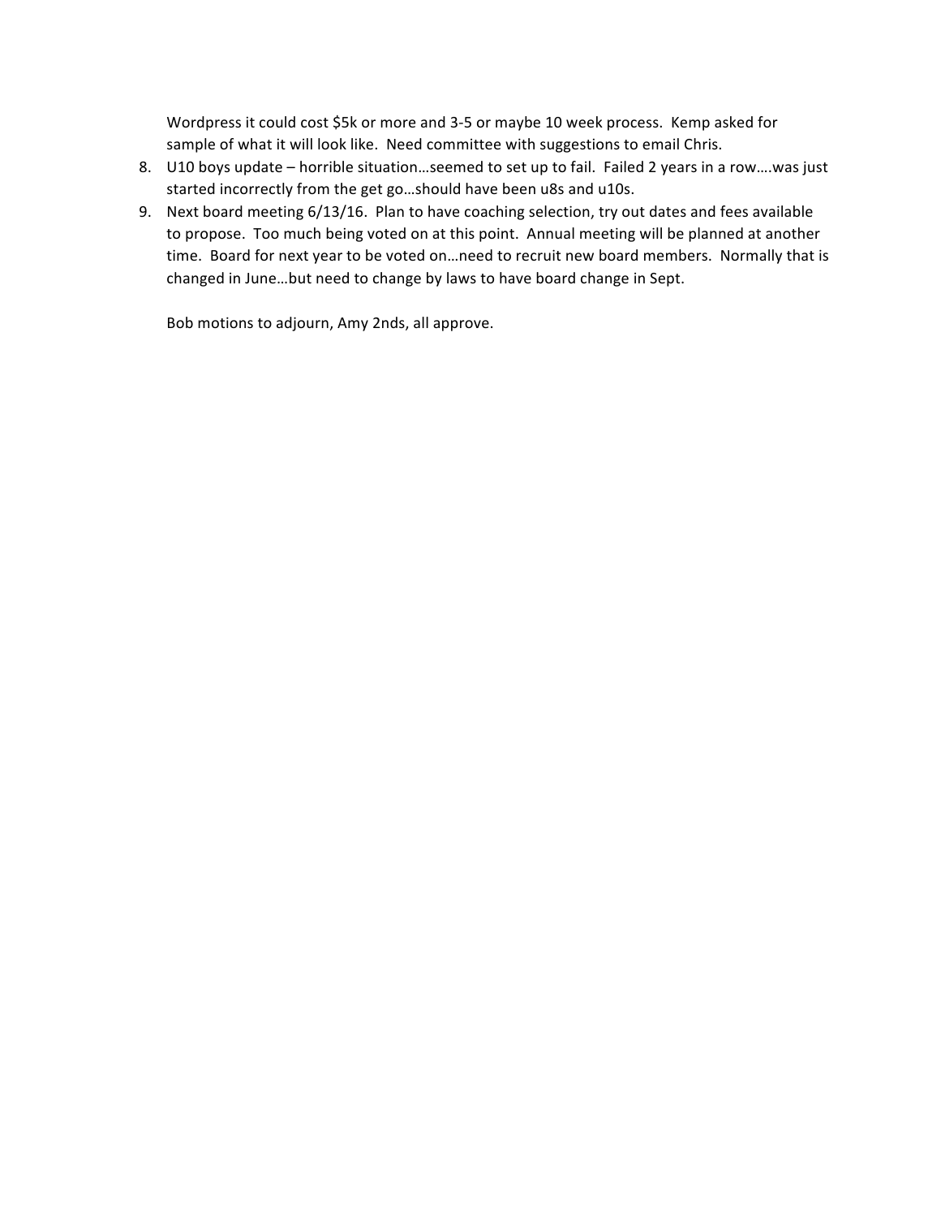Wordpress it could cost $5k or more and 3-5 or maybe 10 week process. Kemp asked for sample of what it will look like. Need committee with suggestions to email Chris.

8. U10 boys update – horrible situation…seemed to set up to fail. Failed 2 years in a row….was just started incorrectly from the get go…should have been u8s and u10s.
9. Next board meeting 6/13/16. Plan to have coaching selection, try out dates and fees available to propose. Too much being voted on at this point. Annual meeting will be planned at another time. Board for next year to be voted on…need to recruit new board members. Normally that is changed in June…but need to change by laws to have board change in Sept.

Bob motions to adjourn, Amy 2nds, all approve.